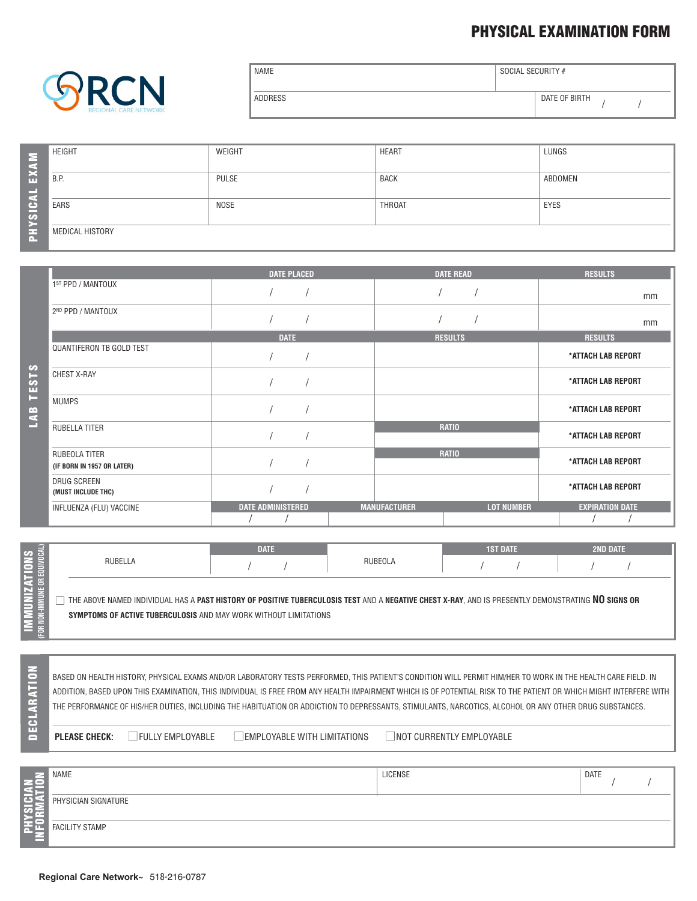# PHYSICAL EXAMINATION FORM

RCN
REGIONAL CARE NETWORK

| NAME | SOCIAL SECURITY # |
|---|---|
| ADDRESS | DATE OF BIRTH / / |

## PHYSICAL EXAM

| HEIGHT | WEIGHT | HEART | LUNGS |
|---|---|---|---|
| B.P. | PULSE | BACK | ABDOMEN |
| EARS | NOSE | THROAT | EYES |
| MEDICAL HISTORY | | | |

## LAB TESTS

| | DATE PLACED | DATE READ | RESULTS |
|---|---|---|---|
| 1ST PPD / MANTOUX | / / | / / | mm |
| 2ND PPD / MANTOUX | / / | / / | mm |
| | **DATE** | **RESULTS** | **RESULTS** |
| QUANTIFERON TB GOLD TEST | / / | | *ATTACH LAB REPORT |
| CHEST X-RAY | / / | | *ATTACH LAB REPORT |
| MUMPS | / / | | *ATTACH LAB REPORT |
| RUBELLA TITER | / / | RATIO | *ATTACH LAB REPORT |
| RUBEOLA TITER (IF BORN IN 1957 OR LATER) | / / | RATIO | *ATTACH LAB REPORT |
| DRUG SCREEN (MUST INCLUDE THC) | / / | | *ATTACH LAB REPORT |

| | DATE ADMINISTERED | MANUFACTURER | LOT NUMBER | EXPIRATION DATE |
|---|---|---|---|---|
| INFLUENZA (FLU) VACCINE | / / | | | / / |

## IMMUNIZATIONS (FOR NON-IMMUNE OR EQUIVOCAL)

| | DATE | | 1ST DATE | 2ND DATE |
|---|---|---|---|---|
| RUBELLA | / / | RUBEOLA | / / | / / |

☐ THE ABOVE NAMED INDIVIDUAL HAS A **PAST HISTORY OF POSITIVE TUBERCULOSIS TEST** AND A **NEGATIVE CHEST X-RAY**, AND IS PRESENTLY DEMONSTRATING **NO SIGNS OR SYMPTOMS OF ACTIVE TUBERCULOSIS** AND MAY WORK WITHOUT LIMITATIONS

## DECLARATION

BASED ON HEALTH HISTORY, PHYSICAL EXAMS AND/OR LABORATORY TESTS PERFORMED, THIS PATIENT'S CONDITION WILL PERMIT HIM/HER TO WORK IN THE HEALTH CARE FIELD. IN ADDITION, BASED UPON THIS EXAMINATION, THIS INDIVIDUAL IS FREE FROM ANY HEALTH IMPAIRMENT WHICH IS OF POTENTIAL RISK TO THE PATIENT OR WHICH MIGHT INTERFERE WITH THE PERFORMANCE OF HIS/HER DUTIES, INCLUDING THE HABITUATION OR ADDICTION TO DEPRESSANTS, STIMULANTS, NARCOTICS, ALCOHOL OR ANY OTHER DRUG SUBSTANCES.

**PLEASE CHECK:** ☐ FULLY EMPLOYABLE ☐ EMPLOYABLE WITH LIMITATIONS ☐ NOT CURRENTLY EMPLOYABLE

## PHYSICIAN INFORMATION

| NAME | LICENSE | DATE / / |
|---|---|---|
| PHYSICIAN SIGNATURE | | |
| FACILITY STAMP | | |

**Regional Care Network~** 518-216-0787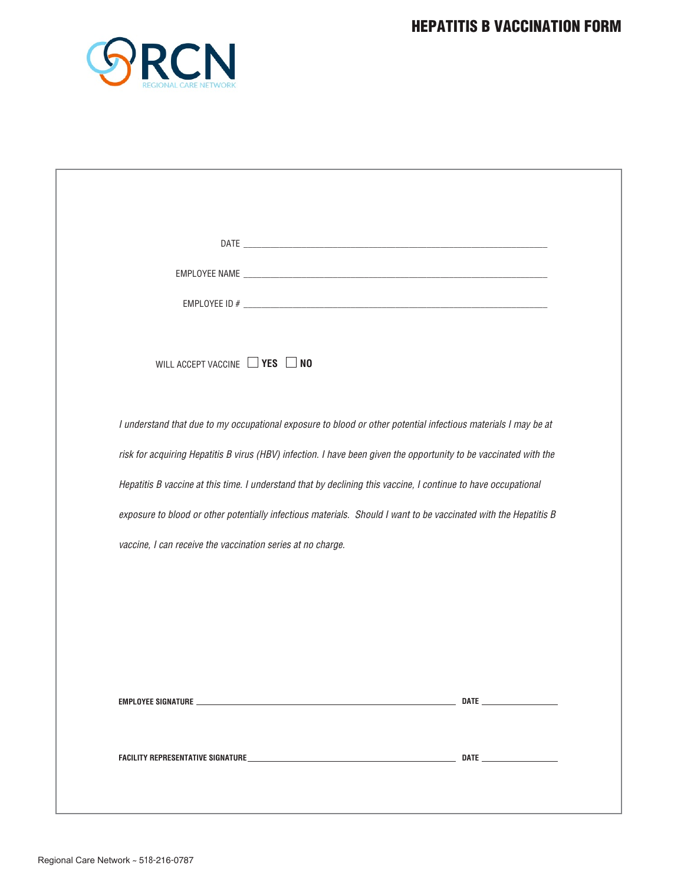# HEPATITIS B VACCINATION FORM

RCN
REGIONAL CARE NETWORK

DATE ______________________________

EMPLOYEE NAME ______________________________

EMPLOYEE ID # ______________________________

WILL ACCEPT VACCINE ☐ **YES** ☐ **NO**

*I understand that due to my occupational exposure to blood or other potential infectious materials I may be at risk for acquiring Hepatitis B virus (HBV) infection. I have been given the opportunity to be vaccinated with the Hepatitis B vaccine at this time. I understand that by declining this vaccine, I continue to have occupational exposure to blood or other potentially infectious materials. Should I want to be vaccinated with the Hepatitis B vaccine, I can receive the vaccination series at no charge.*

**EMPLOYEE SIGNATURE** ______________________________ **DATE** ______________

**FACILITY REPRESENTATIVE SIGNATURE** ______________________________ **DATE** ______________

Regional Care Network ~ 518-216-0787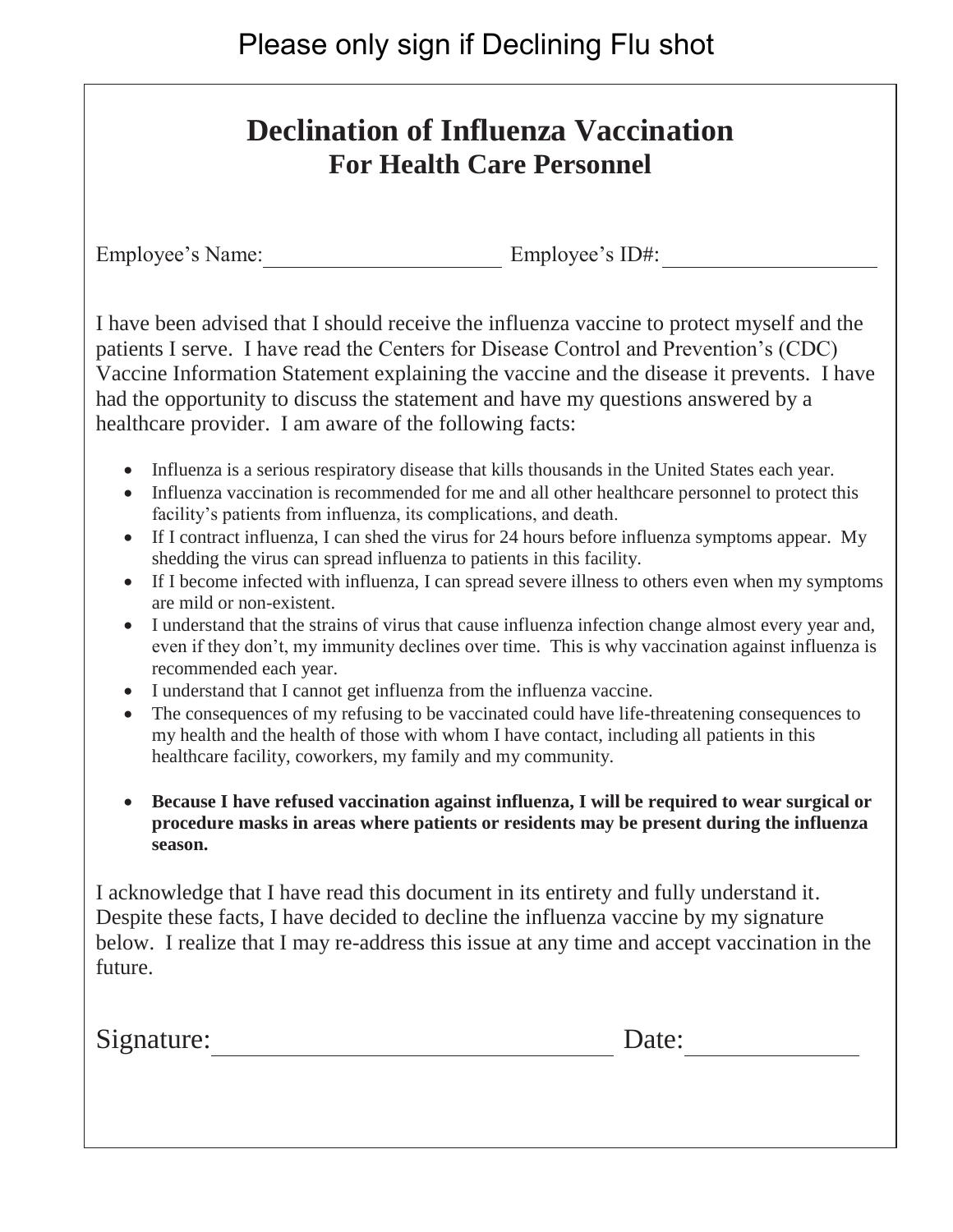Please only sign if Declining Flu shot

# Declination of Influenza Vaccination

## For Health Care Personnel

Employee's Name:\_\_\_\_\_\_\_\_\_\_\_\_\_\_\_\_\_\_\_\_\_\_ Employee's ID#:\_\_\_\_\_\_\_\_\_\_\_\_\_\_\_\_\_\_\_\_

I have been advised that I should receive the influenza vaccine to protect myself and the patients I serve. I have read the Centers for Disease Control and Prevention's (CDC) Vaccine Information Statement explaining the vaccine and the disease it prevents. I have had the opportunity to discuss the statement and have my questions answered by a healthcare provider. I am aware of the following facts:

- Influenza is a serious respiratory disease that kills thousands in the United States each year.
- Influenza vaccination is recommended for me and all other healthcare personnel to protect this facility's patients from influenza, its complications, and death.
- If I contract influenza, I can shed the virus for 24 hours before influenza symptoms appear. My shedding the virus can spread influenza to patients in this facility.
- If I become infected with influenza, I can spread severe illness to others even when my symptoms are mild or non-existent.
- I understand that the strains of virus that cause influenza infection change almost every year and, even if they don't, my immunity declines over time. This is why vaccination against influenza is recommended each year.
- I understand that I cannot get influenza from the influenza vaccine.
- The consequences of my refusing to be vaccinated could have life-threatening consequences to my health and the health of those with whom I have contact, including all patients in this healthcare facility, coworkers, my family and my community.
- **Because I have refused vaccination against influenza, I will be required to wear surgical or procedure masks in areas where patients or residents may be present during the influenza season.**

I acknowledge that I have read this document in its entirety and fully understand it. Despite these facts, I have decided to decline the influenza vaccine by my signature below. I realize that I may re-address this issue at any time and accept vaccination in the future.

Signature:\_\_\_\_\_\_\_\_\_\_\_\_\_\_\_\_\_\_\_\_\_\_\_\_\_\_\_\_\_\_\_\_ Date:\_\_\_\_\_\_\_\_\_\_\_\_\_\_